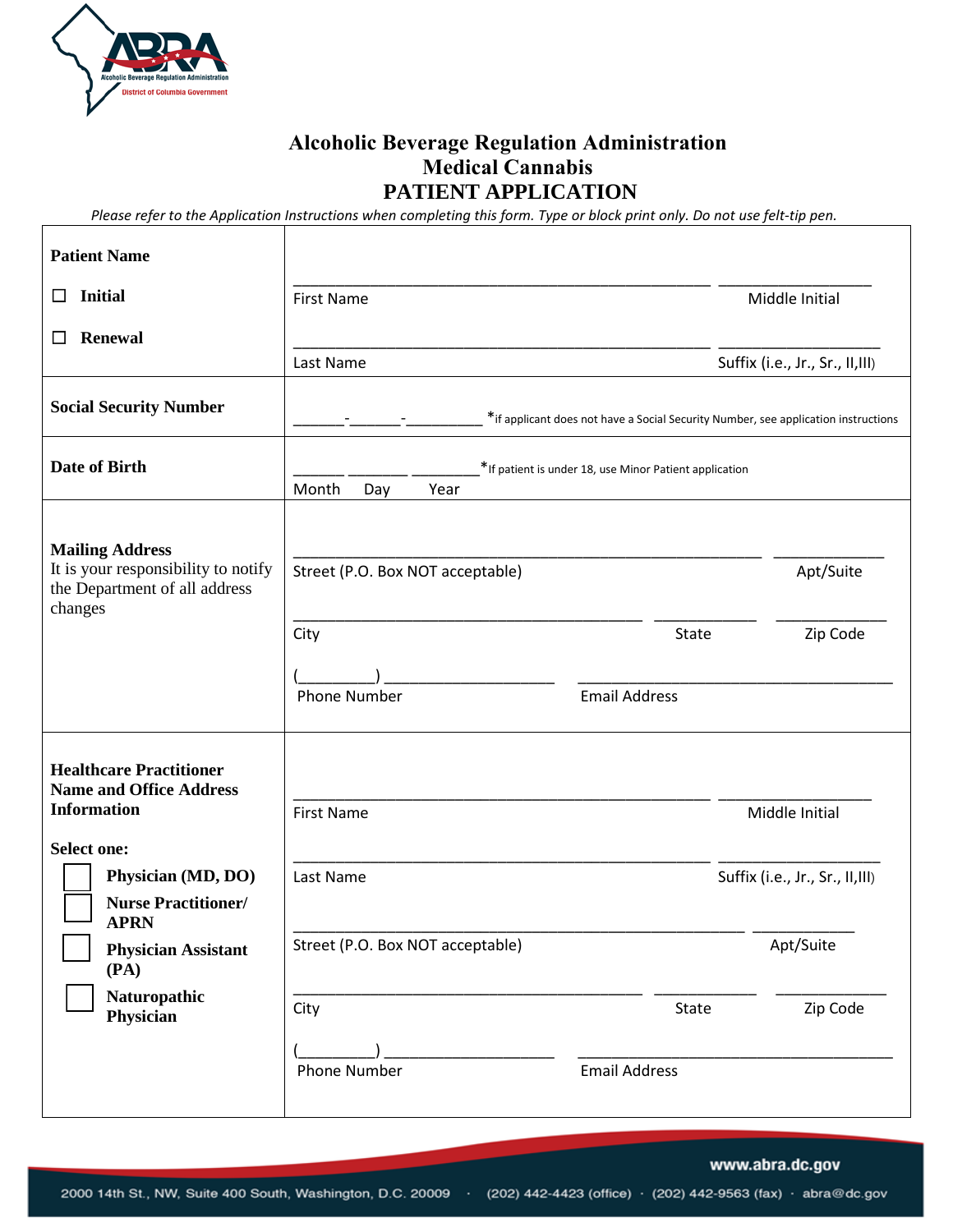# Alcoholic Beverage Regulation Administration
## Medical Cannabis
## PATIENT APPLICATION

*Please refer to the Application Instructions when completing this form. Type or block print only. Do not use felt-tip pen.*

| | |
|---|---|
| **Patient Name**<br><br>☐ **Initial**<br><br>☐ **Renewal** | _______________________________ ____________<br>First Name Middle Initial<br><br>_______________________________ ____________<br>Last Name Suffix (i.e., Jr., Sr., II,III) |
| **Social Security Number** | ______-______-_________ *if applicant does not have a Social Security Number, see application instructions |
| **Date of Birth** | ______ _______ ________ *If patient is under 18, use Minor Patient application<br>Month Day Year |
| **Mailing Address**<br>It is your responsibility to notify the Department of all address changes | _______________________________ ____________<br>Street (P.O. Box NOT acceptable) Apt/Suite<br><br>_______________________ ________ ________<br>City State Zip Code<br><br>(________) ________________ ______________________<br>Phone Number Email Address |
| **Healthcare Practitioner Name and Office Address Information**<br><br>**Select one:**<br>☐ **Physician (MD, DO)**<br>☐ **Nurse Practitioner/ APRN**<br>☐ **Physician Assistant (PA)**<br>☐ **Naturopathic Physician** | _______________________________ ____________<br>First Name Middle Initial<br><br>_______________________________ ____________<br>Last Name Suffix (i.e., Jr., Sr., II,III)<br><br>_______________________________ ____________<br>Street (P.O. Box NOT acceptable) Apt/Suite<br><br>_______________________ ________ ________<br>City State Zip Code<br><br>(________) ________________ ______________________<br>Phone Number Email Address |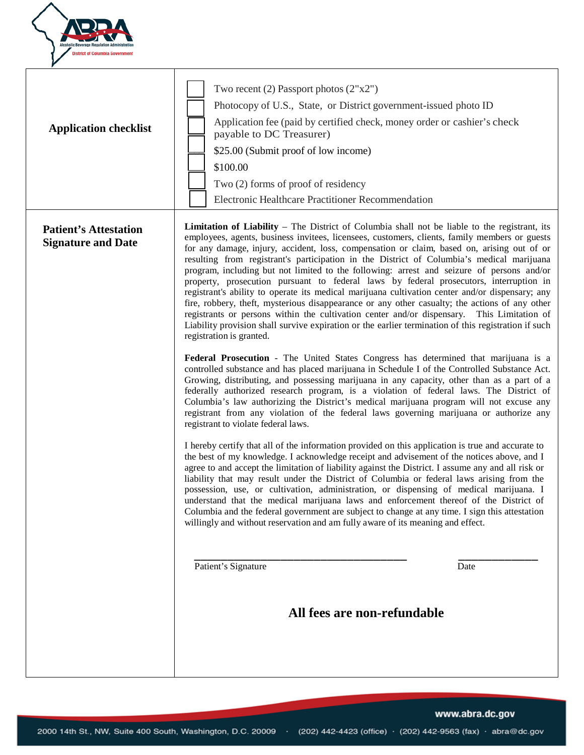| | |
|---|---|
| **Application checklist** | ☐ Two recent (2) Passport photos (2"x2")<br>☐ Photocopy of U.S., State, or District government-issued photo ID<br>☐ Application fee (paid by certified check, money order or cashier's check payable to DC Treasurer)<br>☐ $25.00 (Submit proof of low income)<br>☐ $100.00<br>☐ Two (2) forms of proof of residency<br>☐ Electronic Healthcare Practitioner Recommendation |
| **Patient's Attestation Signature and Date** | **Limitation of Liability** – The District of Columbia shall not be liable to the registrant, its employees, agents, business invitees, licensees, customers, clients, family members or guests for any damage, injury, accident, loss, compensation or claim, based on, arising out of or resulting from registrant's participation in the District of Columbia's medical marijuana program, including but not limited to the following: arrest and seizure of persons and/or property, prosecution pursuant to federal laws by federal prosecutors, interruption in registrant's ability to operate its medical marijuana cultivation center and/or dispensary; any fire, robbery, theft, mysterious disappearance or any other casualty; the actions of any other registrants or persons within the cultivation center and/or dispensary. This Limitation of Liability provision shall survive expiration or the earlier termination of this registration if such registration is granted.<br><br>**Federal Prosecution** - The United States Congress has determined that marijuana is a controlled substance and has placed marijuana in Schedule I of the Controlled Substance Act. Growing, distributing, and possessing marijuana in any capacity, other than as a part of a federally authorized research program, is a violation of federal laws. The District of Columbia's law authorizing the District's medical marijuana program will not excuse any registrant from any violation of the federal laws governing marijuana or authorize any registrant to violate federal laws.<br><br>I hereby certify that all of the information provided on this application is true and accurate to the best of my knowledge. I acknowledge receipt and advisement of the notices above, and I agree to and accept the limitation of liability against the District. I assume any and all risk or liability that may result under the District of Columbia or federal laws arising from the possession, use, or cultivation, administration, or dispensing of medical marijuana. I understand that the medical marijuana laws and enforcement thereof of the District of Columbia and the federal government are subject to change at any time. I sign this attestation willingly and without reservation and am fully aware of its meaning and effect.<br><br>\_\_\_\_\_\_\_\_\_\_\_\_\_\_\_\_\_\_\_\_\_\_\_\_\_\_\_\_\_\_ \_\_\_\_\_\_\_\_\_\_\_\_<br>Patient's Signature Date<br><br>**All fees are non-refundable** |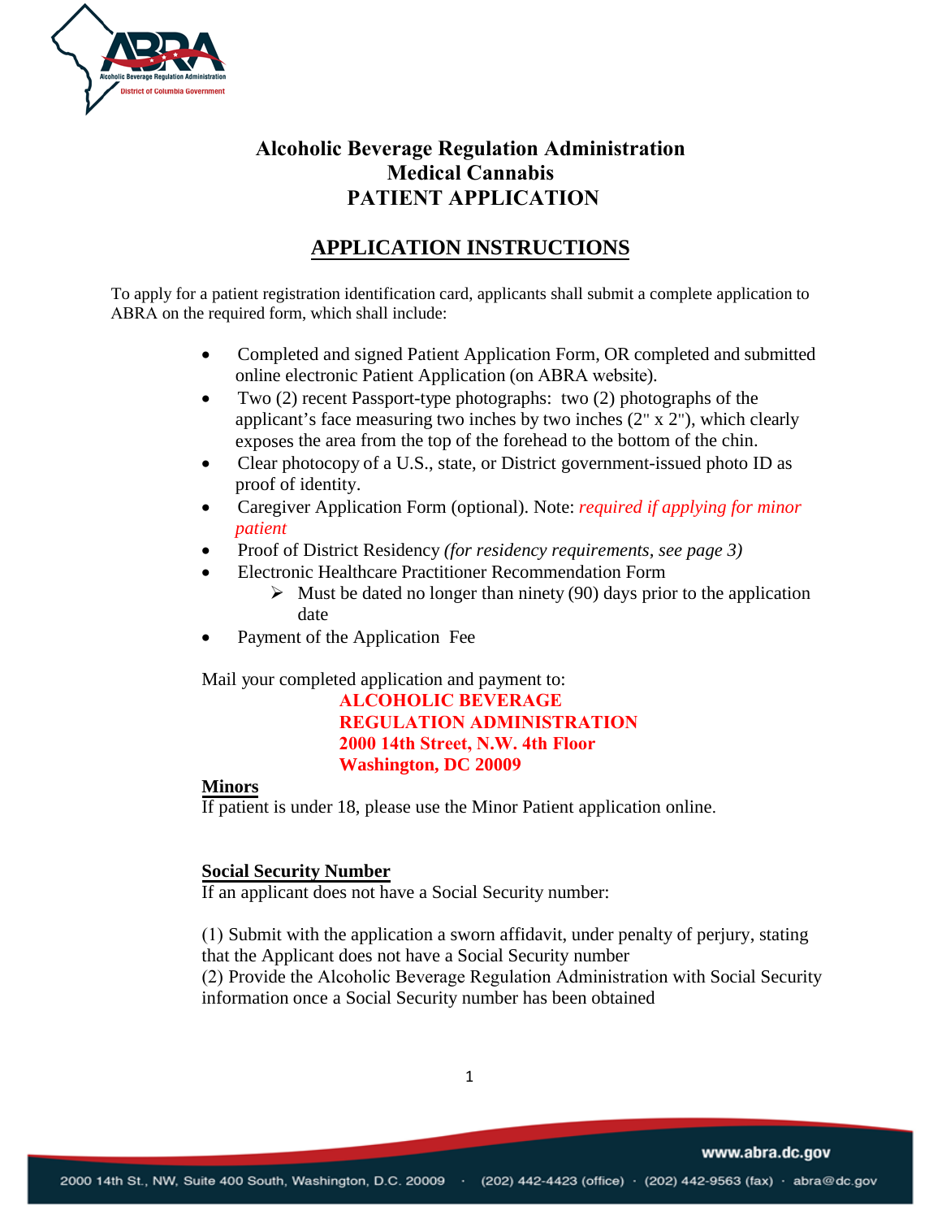# Alcoholic Beverage Regulation Administration
# Medical Cannabis
# PATIENT APPLICATION

## APPLICATION INSTRUCTIONS

To apply for a patient registration identification card, applicants shall submit a complete application to ABRA on the required form, which shall include:

- Completed and signed Patient Application Form, OR completed and submitted online electronic Patient Application (on ABRA website).
- Two (2) recent Passport-type photographs: two (2) photographs of the applicant's face measuring two inches by two inches (2" x 2"), which clearly exposes the area from the top of the forehead to the bottom of the chin.
- Clear photocopy of a U.S., state, or District government-issued photo ID as proof of identity.
- Caregiver Application Form (optional). Note: *required if applying for minor patient*
- Proof of District Residency *(for residency requirements, see page 3)*
- Electronic Healthcare Practitioner Recommendation Form
  - Must be dated no longer than ninety (90) days prior to the application date
- Payment of the Application Fee

Mail your completed application and payment to:

**ALCOHOLIC BEVERAGE REGULATION ADMINISTRATION**
**2000 14th Street, N.W. 4th Floor**
**Washington, DC 20009**

**Minors**

If patient is under 18, please use the Minor Patient application online.

**Social Security Number**

If an applicant does not have a Social Security number:

(1) Submit with the application a sworn affidavit, under penalty of perjury, stating that the Applicant does not have a Social Security number

(2) Provide the Alcoholic Beverage Regulation Administration with Social Security information once a Social Security number has been obtained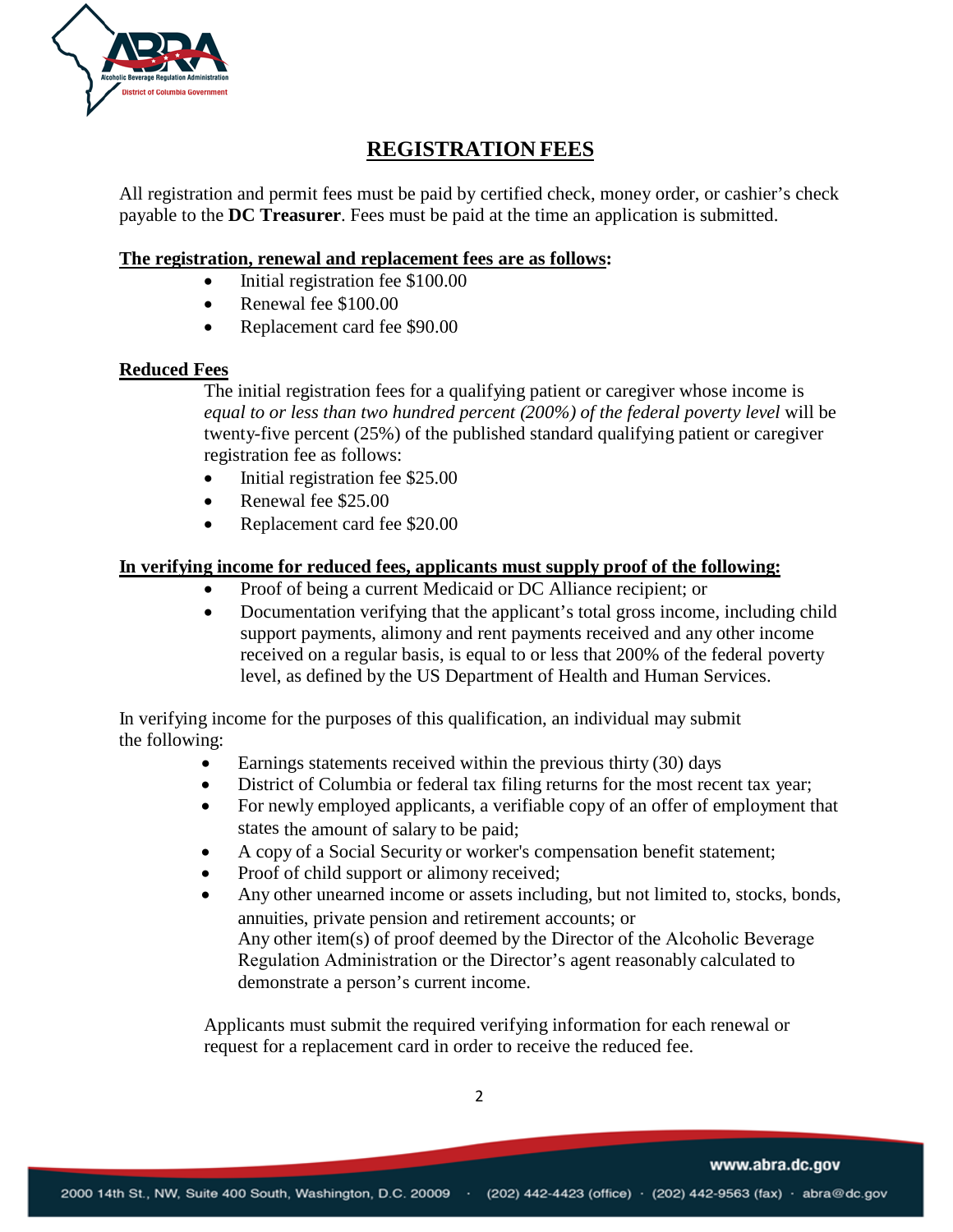# REGISTRATION FEES

All registration and permit fees must be paid by certified check, money order, or cashier's check payable to the **DC Treasurer**. Fees must be paid at the time an application is submitted.

**The registration, renewal and replacement fees are as follows:**

- Initial registration fee $100.00
- Renewal fee $100.00
- Replacement card fee $90.00

**Reduced Fees**

The initial registration fees for a qualifying patient or caregiver whose income is *equal to or less than two hundred percent (200%) of the federal poverty level* will be twenty-five percent (25%) of the published standard qualifying patient or caregiver registration fee as follows:

- Initial registration fee $25.00
- Renewal fee $25.00
- Replacement card fee $20.00

**In verifying income for reduced fees, applicants must supply proof of the following:**

- Proof of being a current Medicaid or DC Alliance recipient; or
- Documentation verifying that the applicant's total gross income, including child support payments, alimony and rent payments received and any other income received on a regular basis, is equal to or less that 200% of the federal poverty level, as defined by the US Department of Health and Human Services.

In verifying income for the purposes of this qualification, an individual may submit the following:

- Earnings statements received within the previous thirty (30) days
- District of Columbia or federal tax filing returns for the most recent tax year;
- For newly employed applicants, a verifiable copy of an offer of employment that states the amount of salary to be paid;
- A copy of a Social Security or worker's compensation benefit statement;
- Proof of child support or alimony received;
- Any other unearned income or assets including, but not limited to, stocks, bonds, annuities, private pension and retirement accounts; or
  Any other item(s) of proof deemed by the Director of the Alcoholic Beverage Regulation Administration or the Director's agent reasonably calculated to demonstrate a person's current income.

Applicants must submit the required verifying information for each renewal or request for a replacement card in order to receive the reduced fee.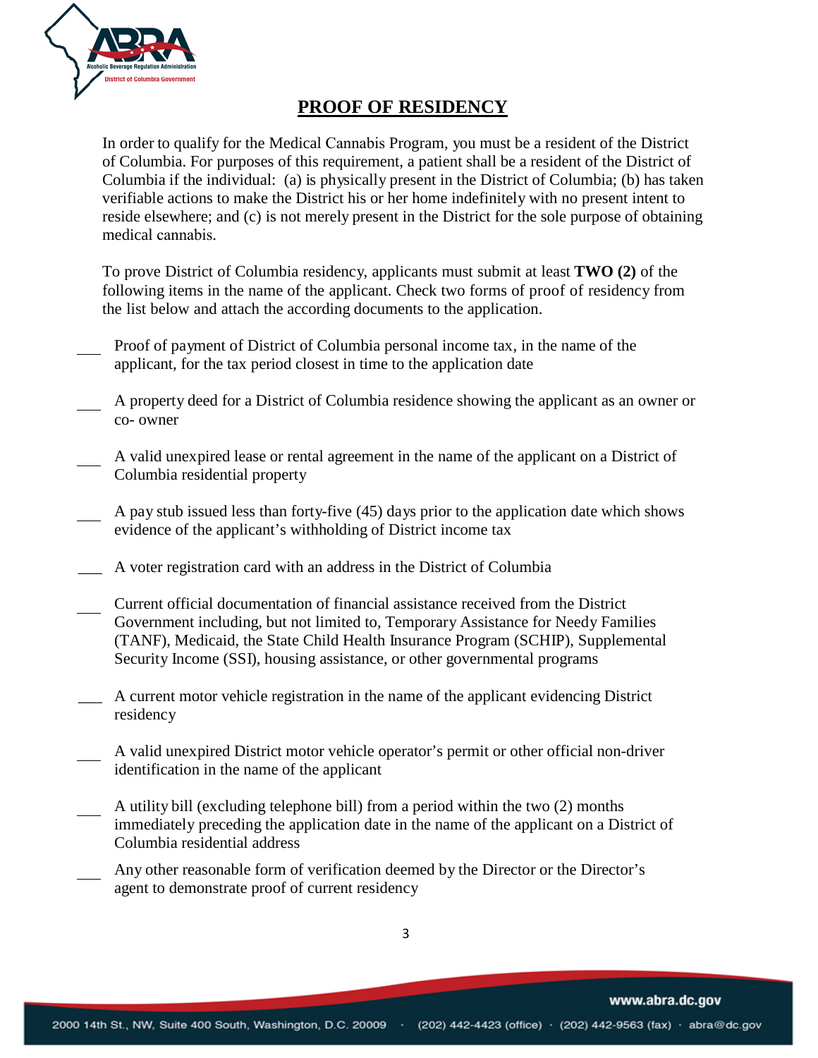# PROOF OF RESIDENCY

In order to qualify for the Medical Cannabis Program, you must be a resident of the District of Columbia. For purposes of this requirement, a patient shall be a resident of the District of Columbia if the individual: (a) is physically present in the District of Columbia; (b) has taken verifiable actions to make the District his or her home indefinitely with no present intent to reside elsewhere; and (c) is not merely present in the District for the sole purpose of obtaining medical cannabis.

To prove District of Columbia residency, applicants must submit at least **TWO (2)** of the following items in the name of the applicant. Check two forms of proof of residency from the list below and attach the according documents to the application.

___ Proof of payment of District of Columbia personal income tax, in the name of the applicant, for the tax period closest in time to the application date

___ A property deed for a District of Columbia residence showing the applicant as an owner or co- owner

___ A valid unexpired lease or rental agreement in the name of the applicant on a District of Columbia residential property

___ A pay stub issued less than forty-five (45) days prior to the application date which shows evidence of the applicant's withholding of District income tax

___ A voter registration card with an address in the District of Columbia

___ Current official documentation of financial assistance received from the District Government including, but not limited to, Temporary Assistance for Needy Families (TANF), Medicaid, the State Child Health Insurance Program (SCHIP), Supplemental Security Income (SSI), housing assistance, or other governmental programs

___ A current motor vehicle registration in the name of the applicant evidencing District residency

___ A valid unexpired District motor vehicle operator's permit or other official non-driver identification in the name of the applicant

___ A utility bill (excluding telephone bill) from a period within the two (2) months immediately preceding the application date in the name of the applicant on a District of Columbia residential address

___ Any other reasonable form of verification deemed by the Director or the Director's agent to demonstrate proof of current residency